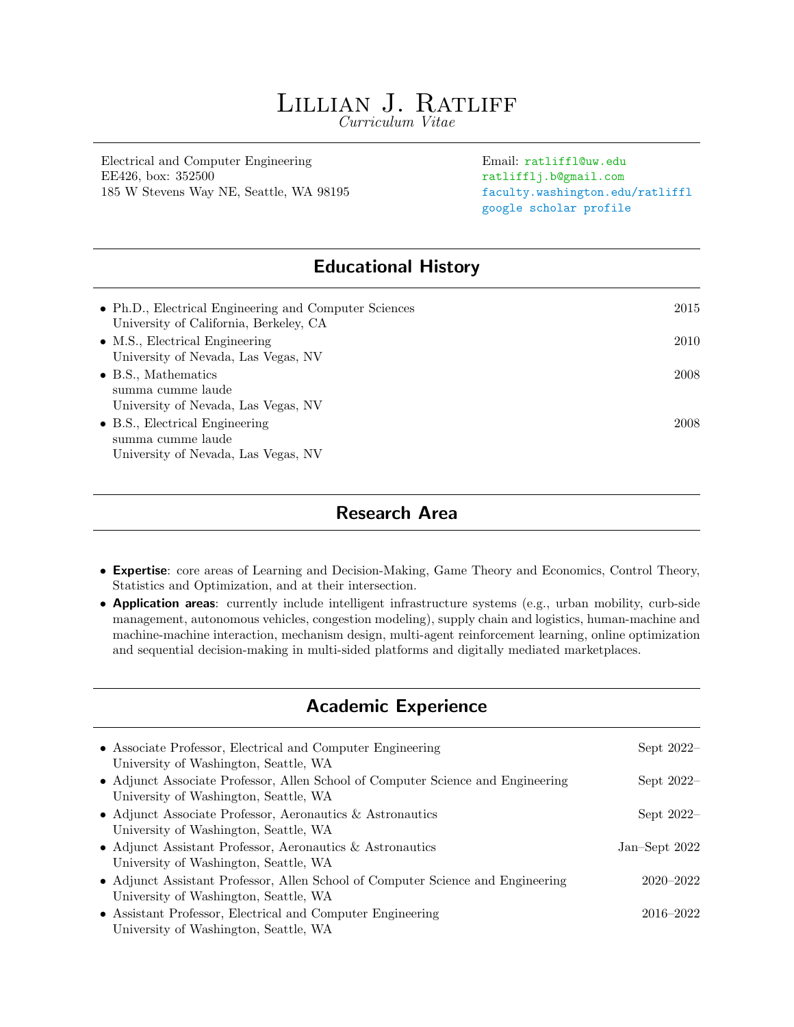# Lillian J. Ratliff

*Curriculum Vitae*

Electrical and Computer Engineering
EE426, box: 352500
185 W Stevens Way NE, Seattle, WA 98195

Email: ratliffl@uw.edu
ratlifflj.b@gmail.com
faculty.washington.edu/ratliffl
google scholar profile

## Educational History

- Ph.D., Electrical Engineering and Computer Sciences — 2015
  University of California, Berkeley, CA
- M.S., Electrical Engineering — 2010
  University of Nevada, Las Vegas, NV
- B.S., Mathematics — 2008
  summa cumme laude
  University of Nevada, Las Vegas, NV
- B.S., Electrical Engineering — 2008
  summa cumme laude
  University of Nevada, Las Vegas, NV

## Research Area

- **Expertise**: core areas of Learning and Decision-Making, Game Theory and Economics, Control Theory, Statistics and Optimization, and at their intersection.
- **Application areas**: currently include intelligent infrastructure systems (e.g., urban mobility, curb-side management, autonomous vehicles, congestion modeling), supply chain and logistics, human-machine and machine-machine interaction, mechanism design, multi-agent reinforcement learning, online optimization and sequential decision-making in multi-sided platforms and digitally mediated marketplaces.

## Academic Experience

- Associate Professor, Electrical and Computer Engineering — Sept 2022–
  University of Washington, Seattle, WA
- Adjunct Associate Professor, Allen School of Computer Science and Engineering — Sept 2022–
  University of Washington, Seattle, WA
- Adjunct Associate Professor, Aeronautics & Astronautics — Sept 2022–
  University of Washington, Seattle, WA
- Adjunct Assistant Professor, Aeronautics & Astronautics — Jan–Sept 2022
  University of Washington, Seattle, WA
- Adjunct Assistant Professor, Allen School of Computer Science and Engineering — 2020–2022
  University of Washington, Seattle, WA
- Assistant Professor, Electrical and Computer Engineering — 2016–2022
  University of Washington, Seattle, WA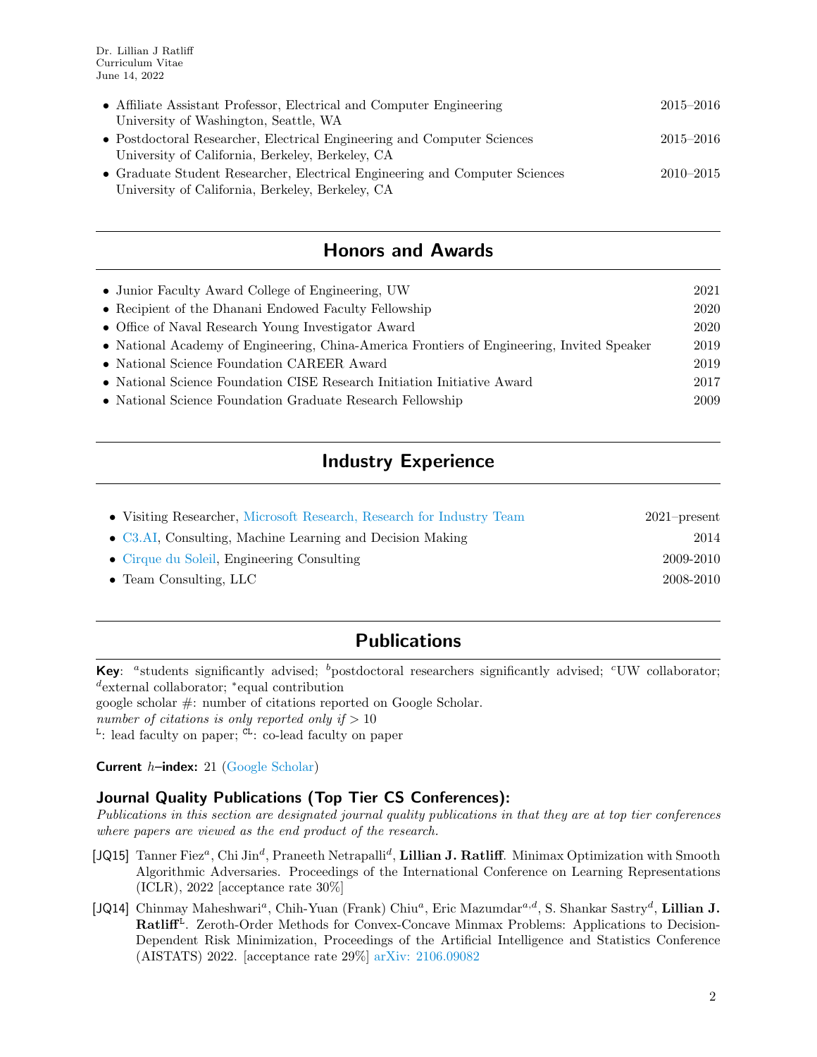- Affiliate Assistant Professor, Electrical and Computer Engineering — 2015–2016
  University of Washington, Seattle, WA
- Postdoctoral Researcher, Electrical Engineering and Computer Sciences — 2015–2016
  University of California, Berkeley, Berkeley, CA
- Graduate Student Researcher, Electrical Engineering and Computer Sciences — 2010–2015
  University of California, Berkeley, Berkeley, CA

## Honors and Awards

- Junior Faculty Award College of Engineering, UW — 2021
- Recipient of the Dhanani Endowed Faculty Fellowship — 2020
- Office of Naval Research Young Investigator Award — 2020
- National Academy of Engineering, China-America Frontiers of Engineering, Invited Speaker — 2019
- National Science Foundation CAREER Award — 2019
- National Science Foundation CISE Research Initiation Initiative Award — 2017
- National Science Foundation Graduate Research Fellowship — 2009

## Industry Experience

- Visiting Researcher, Microsoft Research, Research for Industry Team — 2021–present
- C3.AI, Consulting, Machine Learning and Decision Making — 2014
- Cirque du Soleil, Engineering Consulting — 2009-2010
- Team Consulting, LLC — 2008-2010

## Publications

**Key**: [a]students significantly advised; [b]postdoctoral researchers significantly advised; [c]UW collaborator; [d]external collaborator; *equal contribution
google scholar #: number of citations reported on Google Scholar.
*number of citations is only reported only if > 10*
[L]: lead faculty on paper; [CL]: co-lead faculty on paper

**Current $h$–index:** 21 (Google Scholar)

### Journal Quality Publications (Top Tier CS Conferences):

*Publications in this section are designated journal quality publications in that they are at top tier conferences where papers are viewed as the end product of the research.*

[JQ15] Tanner Fiez[a], Chi Jin[d], Praneeth Netrapalli[d], **Lillian J. Ratliff**. Minimax Optimization with Smooth Algorithmic Adversaries. Proceedings of the International Conference on Learning Representations (ICLR), 2022 [acceptance rate 30%]

[JQ14] Chinmay Maheshwari[a], Chih-Yuan (Frank) Chiu[a], Eric Mazumdar[a,d], S. Shankar Sastry[d], **Lillian J. Ratliff**[L]. Zeroth-Order Methods for Convex-Concave Minmax Problems: Applications to Decision-Dependent Risk Minimization, Proceedings of the Artificial Intelligence and Statistics Conference (AISTATS) 2022. [acceptance rate 29%] arXiv: 2106.09082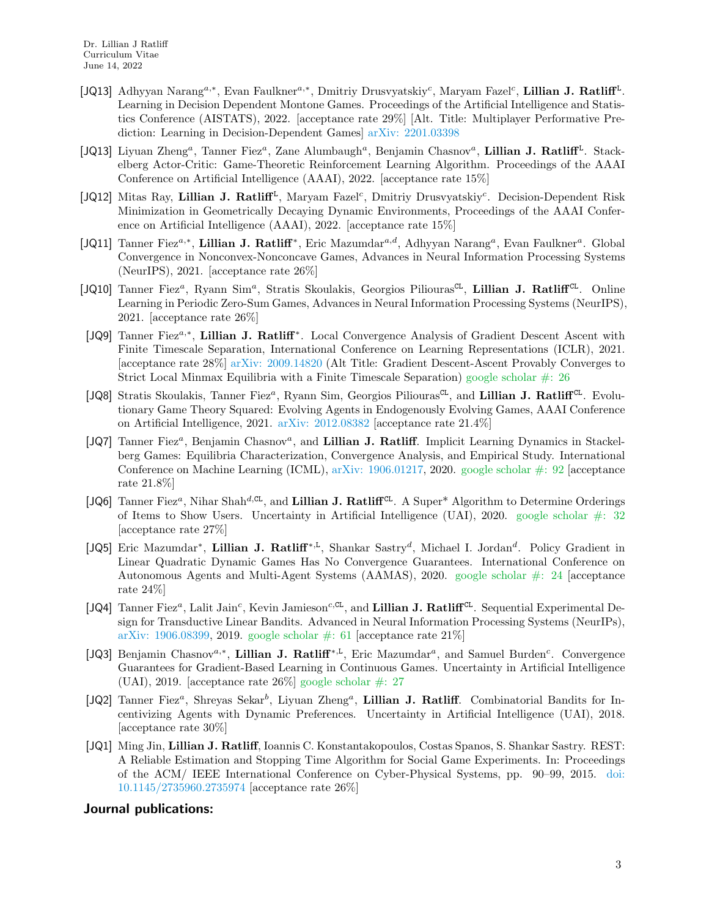- [JQ13] Adhyyan Narang[a,*], Evan Faulkner[a,*], Dmitriy Drusvyatskiy[c], Maryam Fazel[c], **Lillian J. Ratliff**[L]. Learning in Decision Dependent Montone Games. Proceedings of the Artificial Intelligence and Statistics Conference (AISTATS), 2022. [acceptance rate 29%] [Alt. Title: Multiplayer Performative Prediction: Learning in Decision-Dependent Games] arXiv: 2201.03398
- [JQ13] Liyuan Zheng[a], Tanner Fiez[a], Zane Alumbaugh[a], Benjamin Chasnov[a], **Lillian J. Ratliff**[L]. Stackelberg Actor-Critic: Game-Theoretic Reinforcement Learning Algorithm. Proceedings of the AAAI Conference on Artificial Intelligence (AAAI), 2022. [acceptance rate 15%]
- [JQ12] Mitas Ray, **Lillian J. Ratliff**[L], Maryam Fazel[c], Dmitriy Drusvyatskiy[c]. Decision-Dependent Risk Minimization in Geometrically Decaying Dynamic Environments, Proceedings of the AAAI Conference on Artificial Intelligence (AAAI), 2022. [acceptance rate 15%]
- [JQ11] Tanner Fiez[a,*], **Lillian J. Ratliff**[*], Eric Mazumdar[a,d], Adhyyan Narang[a], Evan Faulkner[a]. Global Convergence in Nonconvex-Nonconcave Games, Advances in Neural Information Processing Systems (NeurIPS), 2021. [acceptance rate 26%]
- [JQ10] Tanner Fiez[a], Ryann Sim[a], Stratis Skoulakis, Georgios Piliouras[CL], **Lillian J. Ratliff**[CL]. Online Learning in Periodic Zero-Sum Games, Advances in Neural Information Processing Systems (NeurIPS), 2021. [acceptance rate 26%]
- [JQ9] Tanner Fiez[a,*], **Lillian J. Ratliff**[*]. Local Convergence Analysis of Gradient Descent Ascent with Finite Timescale Separation, International Conference on Learning Representations (ICLR), 2021. [acceptance rate 28%] arXiv: 2009.14820 (Alt Title: Gradient Descent-Ascent Provably Converges to Strict Local Minmax Equilibria with a Finite Timescale Separation) google scholar #: 26
- [JQ8] Stratis Skoulakis, Tanner Fiez[a], Ryann Sim, Georgios Piliouras[CL], and **Lillian J. Ratliff**[CL]. Evolutionary Game Theory Squared: Evolving Agents in Endogenously Evolving Games, AAAI Conference on Artificial Intelligence, 2021. arXiv: 2012.08382 [acceptance rate 21.4%]
- [JQ7] Tanner Fiez[a], Benjamin Chasnov[a], and **Lillian J. Ratliff**. Implicit Learning Dynamics in Stackelberg Games: Equilibria Characterization, Convergence Analysis, and Empirical Study. International Conference on Machine Learning (ICML), arXiv: 1906.01217, 2020. google scholar #: 92 [acceptance rate 21.8%]
- [JQ6] Tanner Fiez[a], Nihar Shah[d,CL], and **Lillian J. Ratliff**[CL]. A Super* Algorithm to Determine Orderings of Items to Show Users. Uncertainty in Artificial Intelligence (UAI), 2020. google scholar #: 32 [acceptance rate 27%]
- [JQ5] Eric Mazumdar[*], **Lillian J. Ratliff**[*,L], Shankar Sastry[d], Michael I. Jordan[d]. Policy Gradient in Linear Quadratic Dynamic Games Has No Convergence Guarantees. International Conference on Autonomous Agents and Multi-Agent Systems (AAMAS), 2020. google scholar #: 24 [acceptance rate 24%]
- [JQ4] Tanner Fiez[a], Lalit Jain[c], Kevin Jamieson[c,CL], and **Lillian J. Ratliff**[CL]. Sequential Experimental Design for Transductive Linear Bandits. Advanced in Neural Information Processing Systems (NeurIPs), arXiv: 1906.08399, 2019. google scholar #: 61 [acceptance rate 21%]
- [JQ3] Benjamin Chasnov[a,*], **Lillian J. Ratliff**[*,L], Eric Mazumdar[a], and Samuel Burden[c]. Convergence Guarantees for Gradient-Based Learning in Continuous Games. Uncertainty in Artificial Intelligence (UAI), 2019. [acceptance rate 26%] google scholar #: 27
- [JQ2] Tanner Fiez[a], Shreyas Sekar[b], Liyuan Zheng[a], **Lillian J. Ratliff**. Combinatorial Bandits for Incentivizing Agents with Dynamic Preferences. Uncertainty in Artificial Intelligence (UAI), 2018. [acceptance rate 30%]
- [JQ1] Ming Jin, **Lillian J. Ratliff**, Ioannis C. Konstantakopoulos, Costas Spanos, S. Shankar Sastry. REST: A Reliable Estimation and Stopping Time Algorithm for Social Game Experiments. In: Proceedings of the ACM/ IEEE International Conference on Cyber-Physical Systems, pp. 90–99, 2015. doi: 10.1145/2735960.2735974 [acceptance rate 26%]

## Journal publications: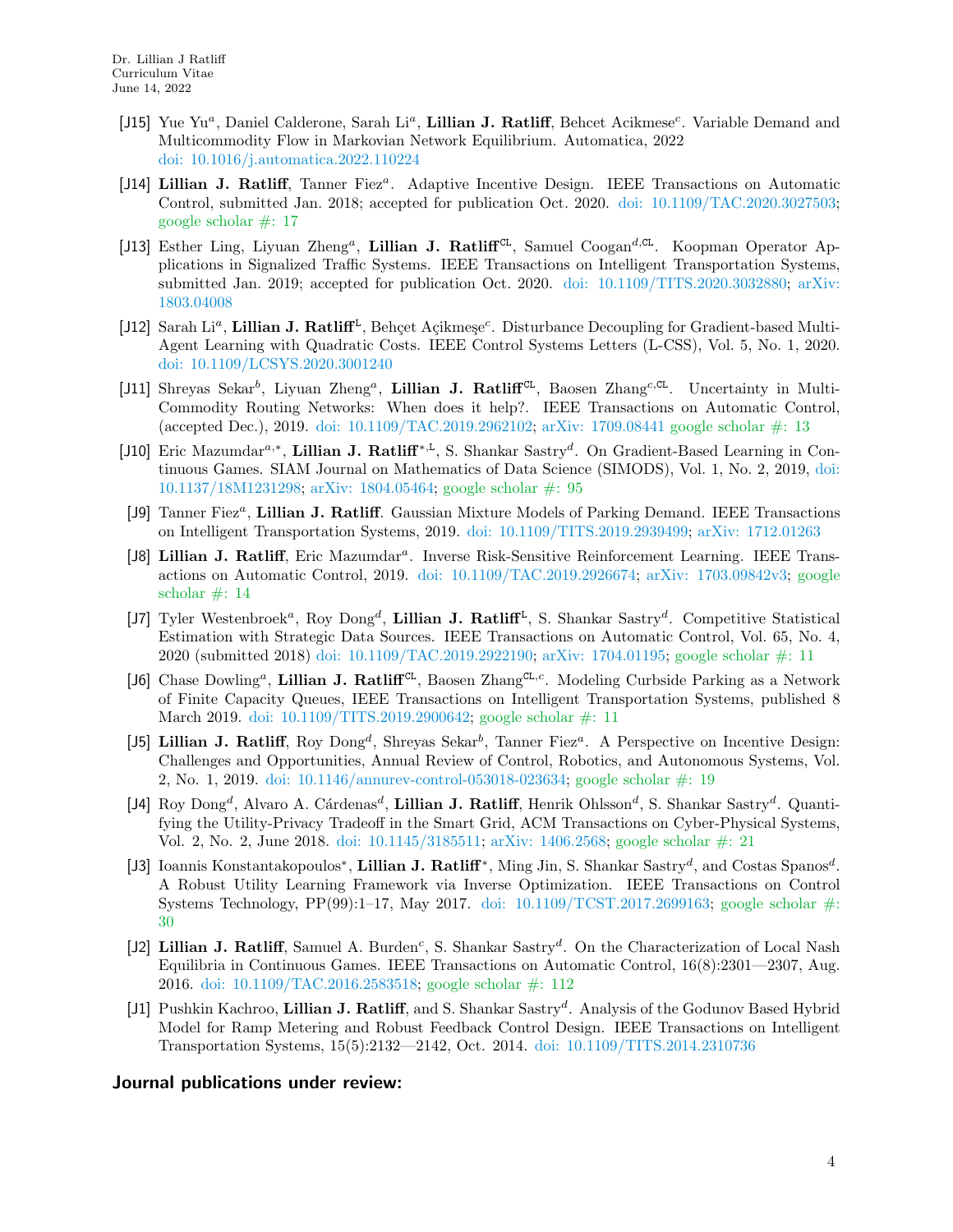- [J15] Yue Yu[a], Daniel Calderone, Sarah Li[a], **Lillian J. Ratliff**, Behcet Acikmese[c]. Variable Demand and Multicommodity Flow in Markovian Network Equilibrium. Automatica, 2022 doi: 10.1016/j.automatica.2022.110224
- [J14] **Lillian J. Ratliff**, Tanner Fiez[a]. Adaptive Incentive Design. IEEE Transactions on Automatic Control, submitted Jan. 2018; accepted for publication Oct. 2020. doi: 10.1109/TAC.2020.3027503; google scholar #: 17
- [J13] Esther Ling, Liyuan Zheng[a], **Lillian J. Ratliff**[CL], Samuel Coogan[d,CL]. Koopman Operator Applications in Signalized Traffic Systems. IEEE Transactions on Intelligent Transportation Systems, submitted Jan. 2019; accepted for publication Oct. 2020. doi: 10.1109/TITS.2020.3032880; arXiv: 1803.04008
- [J12] Sarah Li[a], **Lillian J. Ratliff**[L], Behçet Açikmeşe[c]. Disturbance Decoupling for Gradient-based Multi-Agent Learning with Quadratic Costs. IEEE Control Systems Letters (L-CSS), Vol. 5, No. 1, 2020. doi: 10.1109/LCSYS.2020.3001240
- [J11] Shreyas Sekar[b], Liyuan Zheng[a], **Lillian J. Ratliff**[CL], Baosen Zhang[c,CL]. Uncertainty in Multi-Commodity Routing Networks: When does it help?. IEEE Transactions on Automatic Control, (accepted Dec.), 2019. doi: 10.1109/TAC.2019.2962102; arXiv: 1709.08441 google scholar #: 13
- [J10] Eric Mazumdar[a,*], **Lillian J. Ratliff**[*,L], S. Shankar Sastry[d]. On Gradient-Based Learning in Continuous Games. SIAM Journal on Mathematics of Data Science (SIMODS), Vol. 1, No. 2, 2019, doi: 10.1137/18M1231298; arXiv: 1804.05464; google scholar #: 95
- [J9] Tanner Fiez[a], **Lillian J. Ratliff**. Gaussian Mixture Models of Parking Demand. IEEE Transactions on Intelligent Transportation Systems, 2019. doi: 10.1109/TITS.2019.2939499; arXiv: 1712.01263
- [J8] **Lillian J. Ratliff**, Eric Mazumdar[a]. Inverse Risk-Sensitive Reinforcement Learning. IEEE Transactions on Automatic Control, 2019. doi: 10.1109/TAC.2019.2926674; arXiv: 1703.09842v3; google scholar #: 14
- [J7] Tyler Westenbroek[a], Roy Dong[d], **Lillian J. Ratliff**[L], S. Shankar Sastry[d]. Competitive Statistical Estimation with Strategic Data Sources. IEEE Transactions on Automatic Control, Vol. 65, No. 4, 2020 (submitted 2018) doi: 10.1109/TAC.2019.2922190; arXiv: 1704.01195; google scholar #: 11
- [J6] Chase Dowling[a], **Lillian J. Ratliff**[CL], Baosen Zhang[CL,c]. Modeling Curbside Parking as a Network of Finite Capacity Queues, IEEE Transactions on Intelligent Transportation Systems, published 8 March 2019. doi: 10.1109/TITS.2019.2900642; google scholar #: 11
- [J5] **Lillian J. Ratliff**, Roy Dong[d], Shreyas Sekar[b], Tanner Fiez[a]. A Perspective on Incentive Design: Challenges and Opportunities, Annual Review of Control, Robotics, and Autonomous Systems, Vol. 2, No. 1, 2019. doi: 10.1146/annurev-control-053018-023634; google scholar #: 19
- [J4] Roy Dong[d], Alvaro A. Cárdenas[d], **Lillian J. Ratliff**, Henrik Ohlsson[d], S. Shankar Sastry[d]. Quantifying the Utility-Privacy Tradeoff in the Smart Grid, ACM Transactions on Cyber-Physical Systems, Vol. 2, No. 2, June 2018. doi: 10.1145/3185511; arXiv: 1406.2568; google scholar #: 21
- [J3] Ioannis Konstantakopoulos[*], **Lillian J. Ratliff**[*], Ming Jin, S. Shankar Sastry[d], and Costas Spanos[d]. A Robust Utility Learning Framework via Inverse Optimization. IEEE Transactions on Control Systems Technology, PP(99):1–17, May 2017. doi: 10.1109/TCST.2017.2699163; google scholar #: 30
- [J2] **Lillian J. Ratliff**, Samuel A. Burden[c], S. Shankar Sastry[d]. On the Characterization of Local Nash Equilibria in Continuous Games. IEEE Transactions on Automatic Control, 16(8):2301—2307, Aug. 2016. doi: 10.1109/TAC.2016.2583518; google scholar #: 112
- [J1] Pushkin Kachroo, **Lillian J. Ratliff**, and S. Shankar Sastry[d]. Analysis of the Godunov Based Hybrid Model for Ramp Metering and Robust Feedback Control Design. IEEE Transactions on Intelligent Transportation Systems, 15(5):2132—2142, Oct. 2014. doi: 10.1109/TITS.2014.2310736

## Journal publications under review: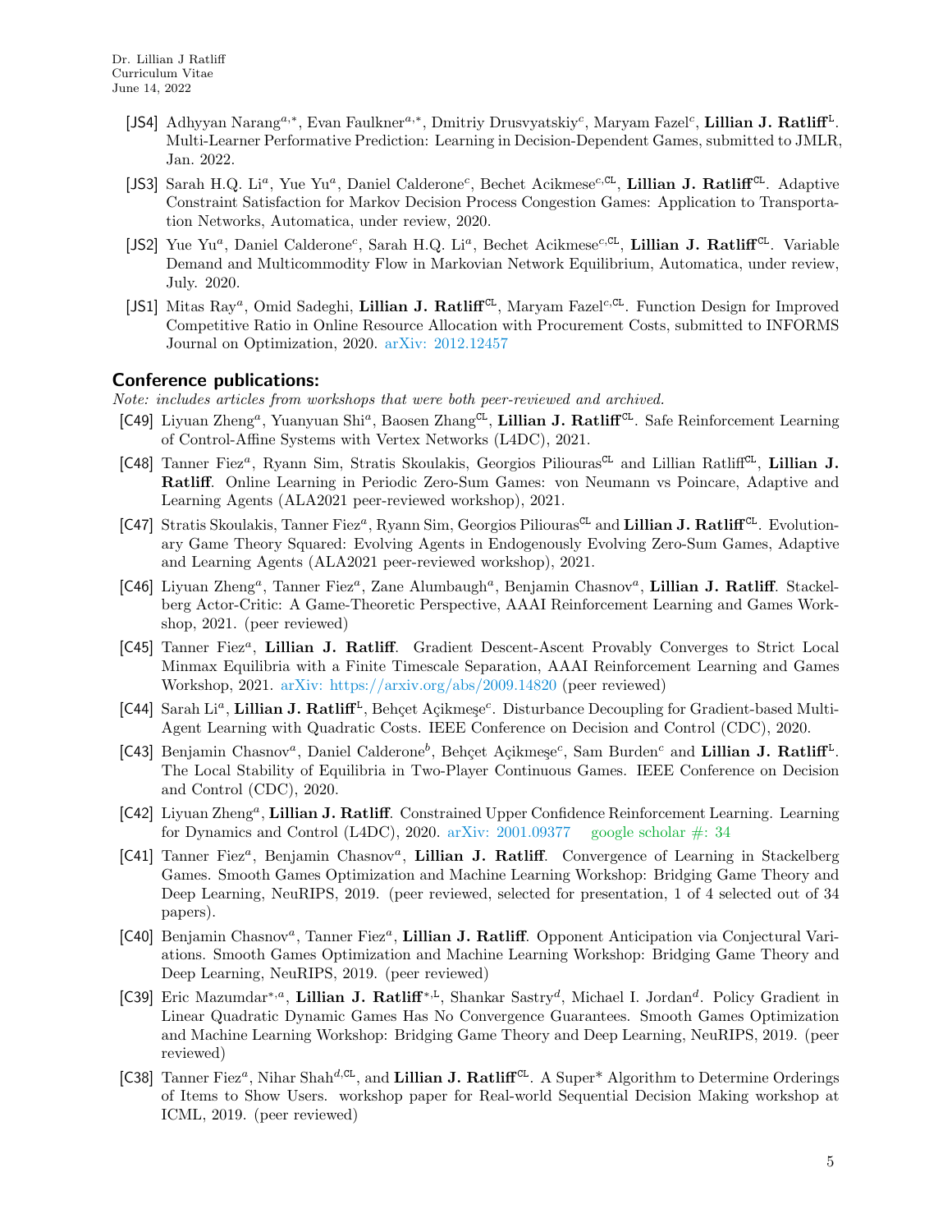- [JS4] Adhyyan Narang[a,*], Evan Faulkner[a,*], Dmitriy Drusvyatskiy[c], Maryam Fazel[c], **Lillian J. Ratliff**[L]. Multi-Learner Performative Prediction: Learning in Decision-Dependent Games, submitted to JMLR, Jan. 2022.
- [JS3] Sarah H.Q. Li[a], Yue Yu[a], Daniel Calderone[c], Bechet Acikmese[c,CL], **Lillian J. Ratliff**[CL]. Adaptive Constraint Satisfaction for Markov Decision Process Congestion Games: Application to Transportation Networks, Automatica, under review, 2020.
- [JS2] Yue Yu[a], Daniel Calderone[c], Sarah H.Q. Li[a], Bechet Acikmese[c,CL], **Lillian J. Ratliff**[CL]. Variable Demand and Multicommodity Flow in Markovian Network Equilibrium, Automatica, under review, July. 2020.
- [JS1] Mitas Ray[a], Omid Sadeghi, **Lillian J. Ratliff**[CL], Maryam Fazel[c,CL]. Function Design for Improved Competitive Ratio in Online Resource Allocation with Procurement Costs, submitted to INFORMS Journal on Optimization, 2020. arXiv: 2012.12457

## Conference publications:

*Note: includes articles from workshops that were both peer-reviewed and archived.*

- [C49] Liyuan Zheng[a], Yuanyuan Shi[a], Baosen Zhang[CL], **Lillian J. Ratliff**[CL]. Safe Reinforcement Learning of Control-Affine Systems with Vertex Networks (L4DC), 2021.
- [C48] Tanner Fiez[a], Ryann Sim, Stratis Skoulakis, Georgios Piliouras[CL] and Lillian Ratliff[CL], **Lillian J. Ratliff**. Online Learning in Periodic Zero-Sum Games: von Neumann vs Poincare, Adaptive and Learning Agents (ALA2021 peer-reviewed workshop), 2021.
- [C47] Stratis Skoulakis, Tanner Fiez[a], Ryann Sim, Georgios Piliouras[CL] and **Lillian J. Ratliff**[CL]. Evolutionary Game Theory Squared: Evolving Agents in Endogenously Evolving Zero-Sum Games, Adaptive and Learning Agents (ALA2021 peer-reviewed workshop), 2021.
- [C46] Liyuan Zheng[a], Tanner Fiez[a], Zane Alumbaugh[a], Benjamin Chasnov[a], **Lillian J. Ratliff**. Stackelberg Actor-Critic: A Game-Theoretic Perspective, AAAI Reinforcement Learning and Games Workshop, 2021. (peer reviewed)
- [C45] Tanner Fiez[a], **Lillian J. Ratliff**. Gradient Descent-Ascent Provably Converges to Strict Local Minmax Equilibria with a Finite Timescale Separation, AAAI Reinforcement Learning and Games Workshop, 2021. arXiv: https://arxiv.org/abs/2009.14820 (peer reviewed)
- [C44] Sarah Li[a], **Lillian J. Ratliff**[L], Behçet Açikmeşe[c]. Disturbance Decoupling for Gradient-based Multi-Agent Learning with Quadratic Costs. IEEE Conference on Decision and Control (CDC), 2020.
- [C43] Benjamin Chasnov[a], Daniel Calderone[b], Behçet Açikmeşe[c], Sam Burden[c] and **Lillian J. Ratliff**[L]. The Local Stability of Equilibria in Two-Player Continuous Games. IEEE Conference on Decision and Control (CDC), 2020.
- [C42] Liyuan Zheng[a], **Lillian J. Ratliff**. Constrained Upper Confidence Reinforcement Learning. Learning for Dynamics and Control (L4DC), 2020. arXiv: 2001.09377 google scholar #: 34
- [C41] Tanner Fiez[a], Benjamin Chasnov[a], **Lillian J. Ratliff**. Convergence of Learning in Stackelberg Games. Smooth Games Optimization and Machine Learning Workshop: Bridging Game Theory and Deep Learning, NeuRIPS, 2019. (peer reviewed, selected for presentation, 1 of 4 selected out of 34 papers).
- [C40] Benjamin Chasnov[a], Tanner Fiez[a], **Lillian J. Ratliff**. Opponent Anticipation via Conjectural Variations. Smooth Games Optimization and Machine Learning Workshop: Bridging Game Theory and Deep Learning, NeuRIPS, 2019. (peer reviewed)
- [C39] Eric Mazumdar[*,a], **Lillian J. Ratliff**[*,L], Shankar Sastry[d], Michael I. Jordan[d]. Policy Gradient in Linear Quadratic Dynamic Games Has No Convergence Guarantees. Smooth Games Optimization and Machine Learning Workshop: Bridging Game Theory and Deep Learning, NeuRIPS, 2019. (peer reviewed)
- [C38] Tanner Fiez[a], Nihar Shah[d,CL], and **Lillian J. Ratliff**[CL]. A Super* Algorithm to Determine Orderings of Items to Show Users. workshop paper for Real-world Sequential Decision Making workshop at ICML, 2019. (peer reviewed)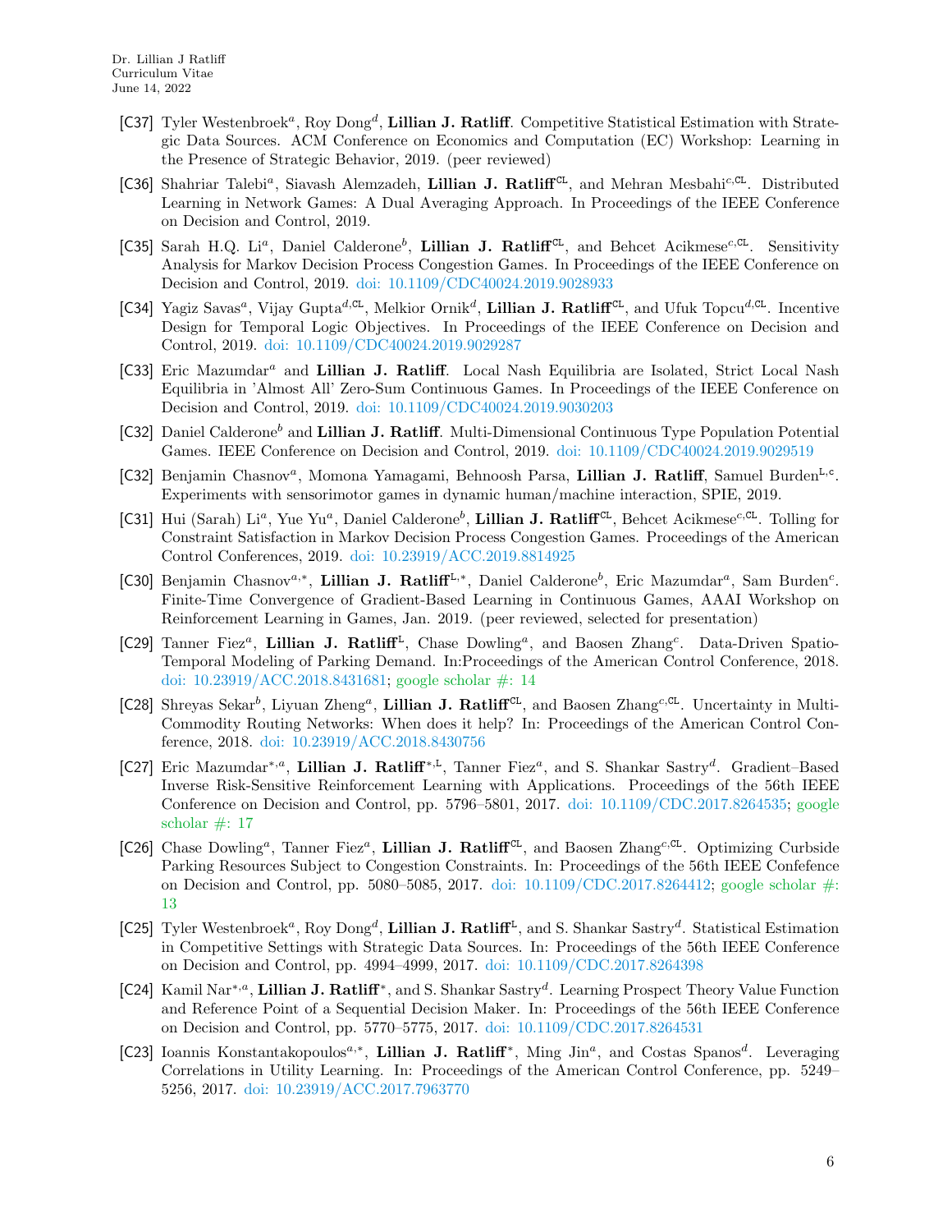- [C37] Tyler Westenbroek[a], Roy Dong[d], **Lillian J. Ratliff**. Competitive Statistical Estimation with Strategic Data Sources. ACM Conference on Economics and Computation (EC) Workshop: Learning in the Presence of Strategic Behavior, 2019. (peer reviewed)
- [C36] Shahriar Talebi[a], Siavash Alemzadeh, **Lillian J. Ratliff**[CL], and Mehran Mesbahi[c,CL]. Distributed Learning in Network Games: A Dual Averaging Approach. In Proceedings of the IEEE Conference on Decision and Control, 2019.
- [C35] Sarah H.Q. Li[a], Daniel Calderone[b], **Lillian J. Ratliff**[CL], and Behcet Acikmese[c,CL]. Sensitivity Analysis for Markov Decision Process Congestion Games. In Proceedings of the IEEE Conference on Decision and Control, 2019. doi: 10.1109/CDC40024.2019.9028933
- [C34] Yagiz Savas[a], Vijay Gupta[d,CL], Melkior Ornik[d], **Lillian J. Ratliff**[CL], and Ufuk Topcu[d,CL]. Incentive Design for Temporal Logic Objectives. In Proceedings of the IEEE Conference on Decision and Control, 2019. doi: 10.1109/CDC40024.2019.9029287
- [C33] Eric Mazumdar[a] and **Lillian J. Ratliff**. Local Nash Equilibria are Isolated, Strict Local Nash Equilibria in 'Almost All' Zero-Sum Continuous Games. In Proceedings of the IEEE Conference on Decision and Control, 2019. doi: 10.1109/CDC40024.2019.9030203
- [C32] Daniel Calderone[b] and **Lillian J. Ratliff**. Multi-Dimensional Continuous Type Population Potential Games. IEEE Conference on Decision and Control, 2019. doi: 10.1109/CDC40024.2019.9029519
- [C32] Benjamin Chasnov[a], Momona Yamagami, Behnoosh Parsa, **Lillian J. Ratliff**, Samuel Burden[L,c]. Experiments with sensorimotor games in dynamic human/machine interaction, SPIE, 2019.
- [C31] Hui (Sarah) Li[a], Yue Yu[a], Daniel Calderone[b], **Lillian J. Ratliff**[CL], Behcet Acikmese[c,CL]. Tolling for Constraint Satisfaction in Markov Decision Process Congestion Games. Proceedings of the American Control Conferences, 2019. doi: 10.23919/ACC.2019.8814925
- [C30] Benjamin Chasnov[a,*], **Lillian J. Ratliff**[L,*], Daniel Calderone[b], Eric Mazumdar[a], Sam Burden[c]. Finite-Time Convergence of Gradient-Based Learning in Continuous Games, AAAI Workshop on Reinforcement Learning in Games, Jan. 2019. (peer reviewed, selected for presentation)
- [C29] Tanner Fiez[a], **Lillian J. Ratliff**[L], Chase Dowling[a], and Baosen Zhang[c]. Data-Driven Spatio-Temporal Modeling of Parking Demand. In:Proceedings of the American Control Conference, 2018. doi: 10.23919/ACC.2018.8431681; google scholar #: 14
- [C28] Shreyas Sekar[b], Liyuan Zheng[a], **Lillian J. Ratliff**[CL], and Baosen Zhang[c,CL]. Uncertainty in Multi-Commodity Routing Networks: When does it help? In: Proceedings of the American Control Conference, 2018. doi: 10.23919/ACC.2018.8430756
- [C27] Eric Mazumdar[*,a], **Lillian J. Ratliff**[*,L], Tanner Fiez[a], and S. Shankar Sastry[d]. Gradient–Based Inverse Risk-Sensitive Reinforcement Learning with Applications. Proceedings of the 56th IEEE Conference on Decision and Control, pp. 5796–5801, 2017. doi: 10.1109/CDC.2017.8264535; google scholar #: 17
- [C26] Chase Dowling[a], Tanner Fiez[a], **Lillian J. Ratliff**[CL], and Baosen Zhang[c,CL]. Optimizing Curbside Parking Resources Subject to Congestion Constraints. In: Proceedings of the 56th IEEE Confefence on Decision and Control, pp. 5080–5085, 2017. doi: 10.1109/CDC.2017.8264412; google scholar #: 13
- [C25] Tyler Westenbroek[a], Roy Dong[d], **Lillian J. Ratliff**[L], and S. Shankar Sastry[d]. Statistical Estimation in Competitive Settings with Strategic Data Sources. In: Proceedings of the 56th IEEE Conference on Decision and Control, pp. 4994–4999, 2017. doi: 10.1109/CDC.2017.8264398
- [C24] Kamil Nar[*,a], **Lillian J. Ratliff**[*], and S. Shankar Sastry[d]. Learning Prospect Theory Value Function and Reference Point of a Sequential Decision Maker. In: Proceedings of the 56th IEEE Conference on Decision and Control, pp. 5770–5775, 2017. doi: 10.1109/CDC.2017.8264531
- [C23] Ioannis Konstantakopoulos[a,*], **Lillian J. Ratliff**[*], Ming Jin[a], and Costas Spanos[d]. Leveraging Correlations in Utility Learning. In: Proceedings of the American Control Conference, pp. 5249–5256, 2017. doi: 10.23919/ACC.2017.7963770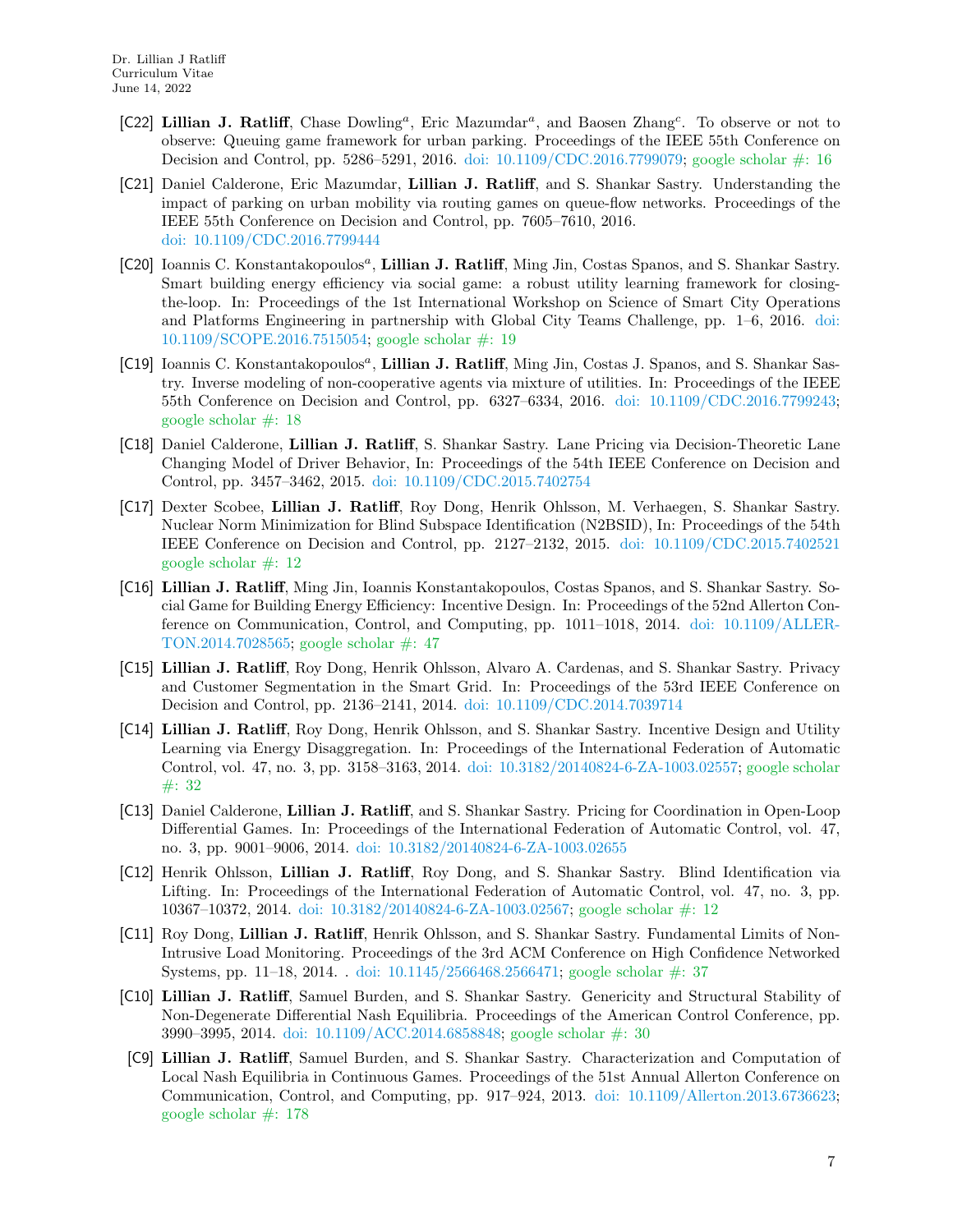[C22] **Lillian J. Ratliff**, Chase Dowling[a], Eric Mazumdar[a], and Baosen Zhang[c]. To observe or not to observe: Queuing game framework for urban parking. Proceedings of the IEEE 55th Conference on Decision and Control, pp. 5286–5291, 2016. doi: 10.1109/CDC.2016.7799079; google scholar #: 16

[C21] Daniel Calderone, Eric Mazumdar, **Lillian J. Ratliff**, and S. Shankar Sastry. Understanding the impact of parking on urban mobility via routing games on queue-flow networks. Proceedings of the IEEE 55th Conference on Decision and Control, pp. 7605–7610, 2016. doi: 10.1109/CDC.2016.7799444

[C20] Ioannis C. Konstantakopoulos[a], **Lillian J. Ratliff**, Ming Jin, Costas Spanos, and S. Shankar Sastry. Smart building energy efficiency via social game: a robust utility learning framework for closing-the-loop. In: Proceedings of the 1st International Workshop on Science of Smart City Operations and Platforms Engineering in partnership with Global City Teams Challenge, pp. 1–6, 2016. doi: 10.1109/SCOPE.2016.7515054; google scholar #: 19

[C19] Ioannis C. Konstantakopoulos[a], **Lillian J. Ratliff**, Ming Jin, Costas J. Spanos, and S. Shankar Sastry. Inverse modeling of non-cooperative agents via mixture of utilities. In: Proceedings of the IEEE 55th Conference on Decision and Control, pp. 6327–6334, 2016. doi: 10.1109/CDC.2016.7799243; google scholar #: 18

[C18] Daniel Calderone, **Lillian J. Ratliff**, S. Shankar Sastry. Lane Pricing via Decision-Theoretic Lane Changing Model of Driver Behavior, In: Proceedings of the 54th IEEE Conference on Decision and Control, pp. 3457–3462, 2015. doi: 10.1109/CDC.2015.7402754

[C17] Dexter Scobee, **Lillian J. Ratliff**, Roy Dong, Henrik Ohlsson, M. Verhaegen, S. Shankar Sastry. Nuclear Norm Minimization for Blind Subspace Identification (N2BSID), In: Proceedings of the 54th IEEE Conference on Decision and Control, pp. 2127–2132, 2015. doi: 10.1109/CDC.2015.7402521 google scholar #: 12

[C16] **Lillian J. Ratliff**, Ming Jin, Ioannis Konstantakopoulos, Costas Spanos, and S. Shankar Sastry. Social Game for Building Energy Efficiency: Incentive Design. In: Proceedings of the 52nd Allerton Conference on Communication, Control, and Computing, pp. 1011–1018, 2014. doi: 10.1109/ALLERTON.2014.7028565; google scholar #: 47

[C15] **Lillian J. Ratliff**, Roy Dong, Henrik Ohlsson, Alvaro A. Cardenas, and S. Shankar Sastry. Privacy and Customer Segmentation in the Smart Grid. In: Proceedings of the 53rd IEEE Conference on Decision and Control, pp. 2136–2141, 2014. doi: 10.1109/CDC.2014.7039714

[C14] **Lillian J. Ratliff**, Roy Dong, Henrik Ohlsson, and S. Shankar Sastry. Incentive Design and Utility Learning via Energy Disaggregation. In: Proceedings of the International Federation of Automatic Control, vol. 47, no. 3, pp. 3158–3163, 2014. doi: 10.3182/20140824-6-ZA-1003.02557; google scholar #: 32

[C13] Daniel Calderone, **Lillian J. Ratliff**, and S. Shankar Sastry. Pricing for Coordination in Open-Loop Differential Games. In: Proceedings of the International Federation of Automatic Control, vol. 47, no. 3, pp. 9001–9006, 2014. doi: 10.3182/20140824-6-ZA-1003.02655

[C12] Henrik Ohlsson, **Lillian J. Ratliff**, Roy Dong, and S. Shankar Sastry. Blind Identification via Lifting. In: Proceedings of the International Federation of Automatic Control, vol. 47, no. 3, pp. 10367–10372, 2014. doi: 10.3182/20140824-6-ZA-1003.02567; google scholar #: 12

[C11] Roy Dong, **Lillian J. Ratliff**, Henrik Ohlsson, and S. Shankar Sastry. Fundamental Limits of Non-Intrusive Load Monitoring. Proceedings of the 3rd ACM Conference on High Confidence Networked Systems, pp. 11–18, 2014. . doi: 10.1145/2566468.2566471; google scholar #: 37

[C10] **Lillian J. Ratliff**, Samuel Burden, and S. Shankar Sastry. Genericity and Structural Stability of Non-Degenerate Differential Nash Equilibria. Proceedings of the American Control Conference, pp. 3990–3995, 2014. doi: 10.1109/ACC.2014.6858848; google scholar #: 30

[C9] **Lillian J. Ratliff**, Samuel Burden, and S. Shankar Sastry. Characterization and Computation of Local Nash Equilibria in Continuous Games. Proceedings of the 51st Annual Allerton Conference on Communication, Control, and Computing, pp. 917–924, 2013. doi: 10.1109/Allerton.2013.6736623; google scholar #: 178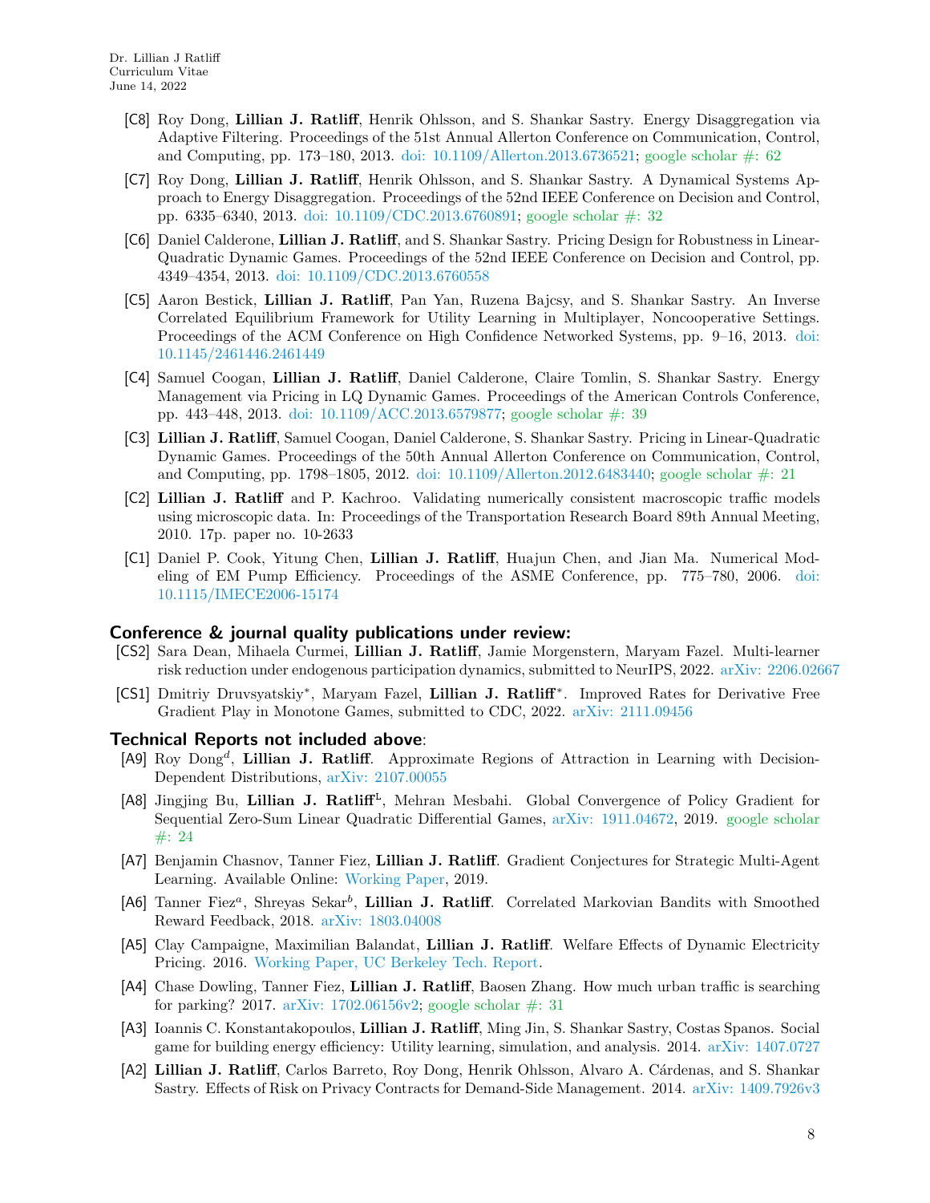[C8] Roy Dong, **Lillian J. Ratliff**, Henrik Ohlsson, and S. Shankar Sastry. Energy Disaggregation via Adaptive Filtering. Proceedings of the 51st Annual Allerton Conference on Communication, Control, and Computing, pp. 173–180, 2013. doi: 10.1109/Allerton.2013.6736521; google scholar #: 62

[C7] Roy Dong, **Lillian J. Ratliff**, Henrik Ohlsson, and S. Shankar Sastry. A Dynamical Systems Approach to Energy Disaggregation. Proceedings of the 52nd IEEE Conference on Decision and Control, pp. 6335–6340, 2013. doi: 10.1109/CDC.2013.6760891; google scholar #: 32

[C6] Daniel Calderone, **Lillian J. Ratliff**, and S. Shankar Sastry. Pricing Design for Robustness in Linear-Quadratic Dynamic Games. Proceedings of the 52nd IEEE Conference on Decision and Control, pp. 4349–4354, 2013. doi: 10.1109/CDC.2013.6760558

[C5] Aaron Bestick, **Lillian J. Ratliff**, Pan Yan, Ruzena Bajcsy, and S. Shankar Sastry. An Inverse Correlated Equilibrium Framework for Utility Learning in Multiplayer, Noncooperative Settings. Proceedings of the ACM Conference on High Confidence Networked Systems, pp. 9–16, 2013. doi: 10.1145/2461446.2461449

[C4] Samuel Coogan, **Lillian J. Ratliff**, Daniel Calderone, Claire Tomlin, S. Shankar Sastry. Energy Management via Pricing in LQ Dynamic Games. Proceedings of the American Controls Conference, pp. 443–448, 2013. doi: 10.1109/ACC.2013.6579877; google scholar #: 39

[C3] **Lillian J. Ratliff**, Samuel Coogan, Daniel Calderone, S. Shankar Sastry. Pricing in Linear-Quadratic Dynamic Games. Proceedings of the 50th Annual Allerton Conference on Communication, Control, and Computing, pp. 1798–1805, 2012. doi: 10.1109/Allerton.2012.6483440; google scholar #: 21

[C2] **Lillian J. Ratliff** and P. Kachroo. Validating numerically consistent macroscopic traffic models using microscopic data. In: Proceedings of the Transportation Research Board 89th Annual Meeting, 2010. 17p. paper no. 10-2633

[C1] Daniel P. Cook, Yitung Chen, **Lillian J. Ratliff**, Huajun Chen, and Jian Ma. Numerical Modeling of EM Pump Efficiency. Proceedings of the ASME Conference, pp. 775–780, 2006. doi: 10.1115/IMECE2006-15174

## Conference & journal quality publications under review:

[CS2] Sara Dean, Mihaela Curmei, **Lillian J. Ratliff**, Jamie Morgenstern, Maryam Fazel. Multi-learner risk reduction under endogenous participation dynamics, submitted to NeurIPS, 2022. arXiv: 2206.02667

[CS1] Dmitriy Druvsyatskiy*, Maryam Fazel, **Lillian J. Ratliff***. Improved Rates for Derivative Free Gradient Play in Monotone Games, submitted to CDC, 2022. arXiv: 2111.09456

## Technical Reports not included above:

[A9] Roy Dong[d], **Lillian J. Ratliff**. Approximate Regions of Attraction in Learning with Decision-Dependent Distributions, arXiv: 2107.00055

[A8] Jingjing Bu, **Lillian J. Ratliff**[L], Mehran Mesbahi. Global Convergence of Policy Gradient for Sequential Zero-Sum Linear Quadratic Differential Games, arXiv: 1911.04672, 2019. google scholar #: 24

[A7] Benjamin Chasnov, Tanner Fiez, **Lillian J. Ratliff**. Gradient Conjectures for Strategic Multi-Agent Learning. Available Online: Working Paper, 2019.

[A6] Tanner Fiez[a], Shreyas Sekar[b], **Lillian J. Ratliff**. Correlated Markovian Bandits with Smoothed Reward Feedback, 2018. arXiv: 1803.04008

[A5] Clay Campaigne, Maximilian Balandat, **Lillian J. Ratliff**. Welfare Effects of Dynamic Electricity Pricing. 2016. Working Paper, UC Berkeley Tech. Report.

[A4] Chase Dowling, Tanner Fiez, **Lillian J. Ratliff**, Baosen Zhang. How much urban traffic is searching for parking? 2017. arXiv: 1702.06156v2; google scholar #: 31

[A3] Ioannis C. Konstantakopoulos, **Lillian J. Ratliff**, Ming Jin, S. Shankar Sastry, Costas Spanos. Social game for building energy efficiency: Utility learning, simulation, and analysis. 2014. arXiv: 1407.0727

[A2] **Lillian J. Ratliff**, Carlos Barreto, Roy Dong, Henrik Ohlsson, Alvaro A. Cárdenas, and S. Shankar Sastry. Effects of Risk on Privacy Contracts for Demand-Side Management. 2014. arXiv: 1409.7926v3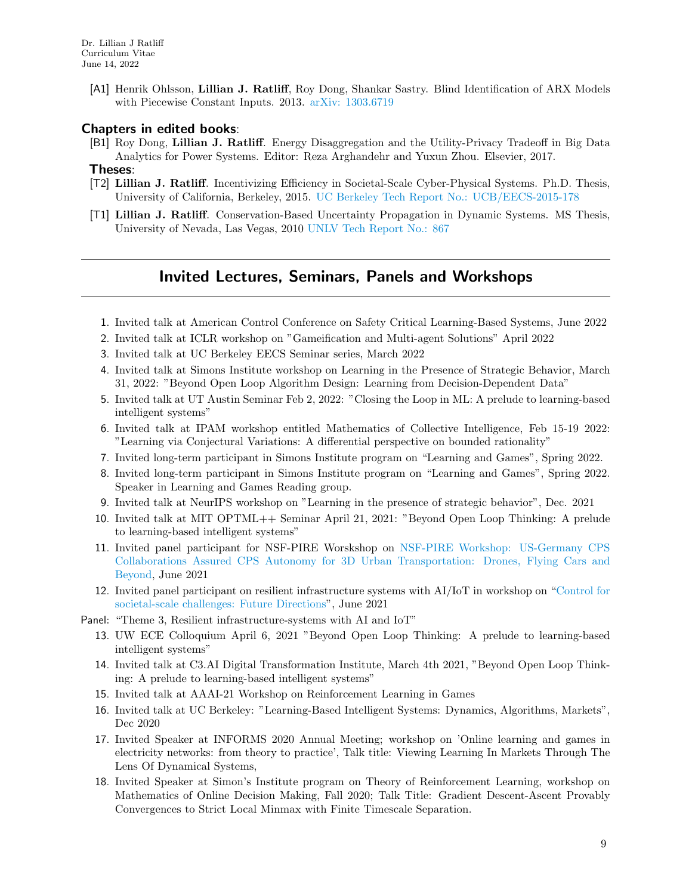[A1] Henrik Ohlsson, **Lillian J. Ratliff**, Roy Dong, Shankar Sastry. Blind Identification of ARX Models with Piecewise Constant Inputs. 2013. arXiv: 1303.6719

### Chapters in edited books:

[B1] Roy Dong, **Lillian J. Ratliff**. Energy Disaggregation and the Utility-Privacy Tradeoff in Big Data Analytics for Power Systems. Editor: Reza Arghandehr and Yuxun Zhou. Elsevier, 2017.

### Theses:

[T2] **Lillian J. Ratliff**. Incentivizing Efficiency in Societal-Scale Cyber-Physical Systems. Ph.D. Thesis, University of California, Berkeley, 2015. UC Berkeley Tech Report No.: UCB/EECS-2015-178

[T1] **Lillian J. Ratliff**. Conservation-Based Uncertainty Propagation in Dynamic Systems. MS Thesis, University of Nevada, Las Vegas, 2010 UNLV Tech Report No.: 867

## Invited Lectures, Seminars, Panels and Workshops

1. Invited talk at American Control Conference on Safety Critical Learning-Based Systems, June 2022
2. Invited talk at ICLR workshop on "Gameification and Multi-agent Solutions" April 2022
3. Invited talk at UC Berkeley EECS Seminar series, March 2022
4. Invited talk at Simons Institute workshop on Learning in the Presence of Strategic Behavior, March 31, 2022: "Beyond Open Loop Algorithm Design: Learning from Decision-Dependent Data"
5. Invited talk at UT Austin Seminar Feb 2, 2022: "Closing the Loop in ML: A prelude to learning-based intelligent systems"
6. Invited talk at IPAM workshop entitled Mathematics of Collective Intelligence, Feb 15-19 2022: "Learning via Conjectural Variations: A differential perspective on bounded rationality"
7. Invited long-term participant in Simons Institute program on "Learning and Games", Spring 2022.
8. Invited long-term participant in Simons Institute program on "Learning and Games", Spring 2022. Speaker in Learning and Games Reading group.
9. Invited talk at NeurIPS workshop on "Learning in the presence of strategic behavior", Dec. 2021
10. Invited talk at MIT OPTML++ Seminar April 21, 2021: "Beyond Open Loop Thinking: A prelude to learning-based intelligent systems"
11. Invited panel participant for NSF-PIRE Worskshop on NSF-PIRE Workshop: US-Germany CPS Collaborations Assured CPS Autonomy for 3D Urban Transportation: Drones, Flying Cars and Beyond, June 2021
12. Invited panel participant on resilient infrastructure systems with AI/IoT in workshop on "Control for societal-scale challenges: Future Directions", June 2021

Panel: "Theme 3, Resilient infrastructure-systems with AI and IoT"

13. UW ECE Colloquium April 6, 2021 "Beyond Open Loop Thinking: A prelude to learning-based intelligent systems"
14. Invited talk at C3.AI Digital Transformation Institute, March 4th 2021, "Beyond Open Loop Thinking: A prelude to learning-based intelligent systems"
15. Invited talk at AAAI-21 Workshop on Reinforcement Learning in Games
16. Invited talk at UC Berkeley: "Learning-Based Intelligent Systems: Dynamics, Algorithms, Markets", Dec 2020
17. Invited Speaker at INFORMS 2020 Annual Meeting; workshop on 'Online learning and games in electricity networks: from theory to practice', Talk title: Viewing Learning In Markets Through The Lens Of Dynamical Systems,
18. Invited Speaker at Simon's Institute program on Theory of Reinforcement Learning, workshop on Mathematics of Online Decision Making, Fall 2020; Talk Title: Gradient Descent-Ascent Provably Convergences to Strict Local Minmax with Finite Timescale Separation.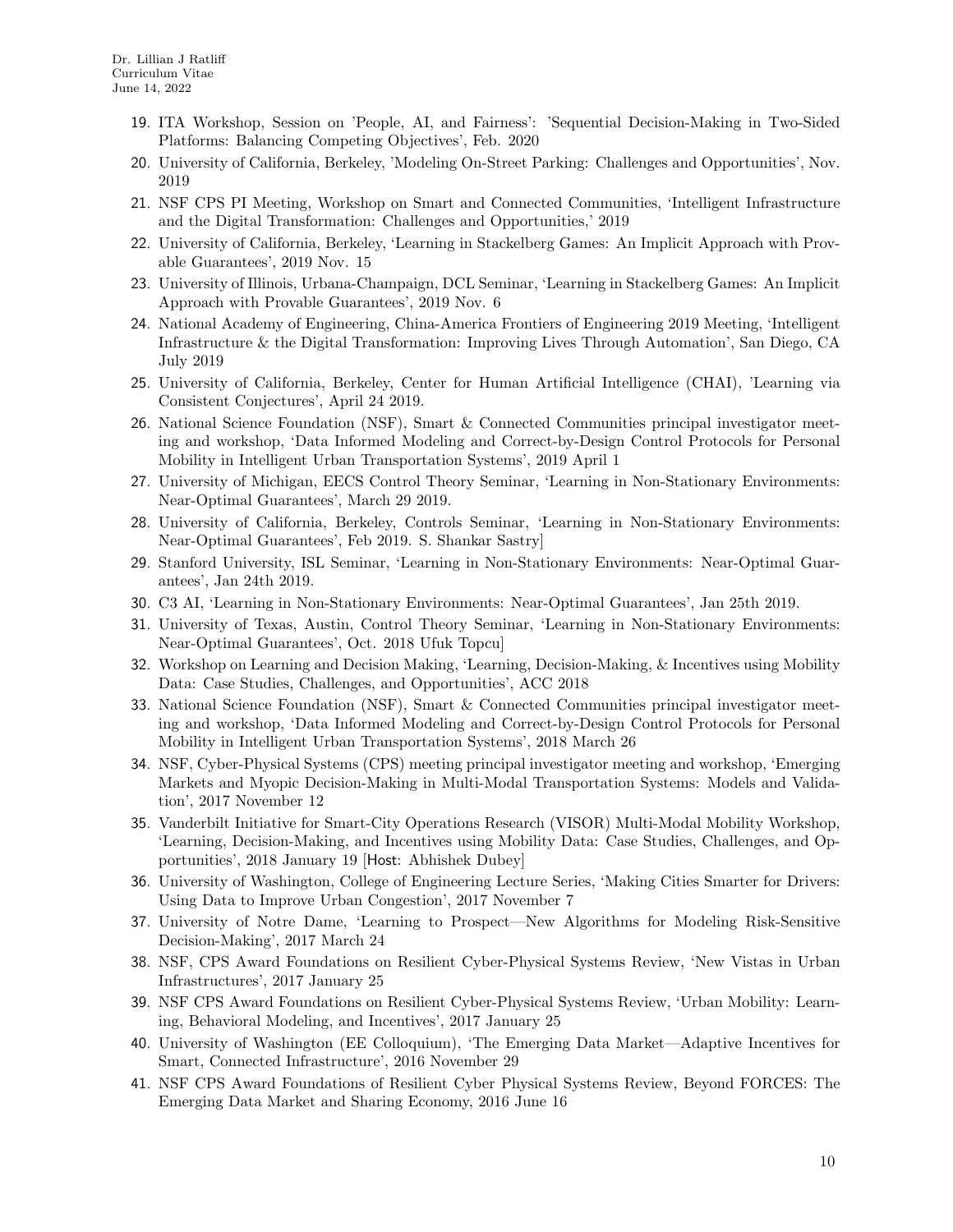19. ITA Workshop, Session on 'People, AI, and Fairness': 'Sequential Decision-Making in Two-Sided Platforms: Balancing Competing Objectives', Feb. 2020
20. University of California, Berkeley, 'Modeling On-Street Parking: Challenges and Opportunities', Nov. 2019
21. NSF CPS PI Meeting, Workshop on Smart and Connected Communities, 'Intelligent Infrastructure and the Digital Transformation: Challenges and Opportunities,' 2019
22. University of California, Berkeley, 'Learning in Stackelberg Games: An Implicit Approach with Provable Guarantees', 2019 Nov. 15
23. University of Illinois, Urbana-Champaign, DCL Seminar, 'Learning in Stackelberg Games: An Implicit Approach with Provable Guarantees', 2019 Nov. 6
24. National Academy of Engineering, China-America Frontiers of Engineering 2019 Meeting, 'Intelligent Infrastructure & the Digital Transformation: Improving Lives Through Automation', San Diego, CA July 2019
25. University of California, Berkeley, Center for Human Artificial Intelligence (CHAI), 'Learning via Consistent Conjectures', April 24 2019.
26. National Science Foundation (NSF), Smart & Connected Communities principal investigator meeting and workshop, 'Data Informed Modeling and Correct-by-Design Control Protocols for Personal Mobility in Intelligent Urban Transportation Systems', 2019 April 1
27. University of Michigan, EECS Control Theory Seminar, 'Learning in Non-Stationary Environments: Near-Optimal Guarantees', March 29 2019.
28. University of California, Berkeley, Controls Seminar, 'Learning in Non-Stationary Environments: Near-Optimal Guarantees', Feb 2019. S. Shankar Sastry]
29. Stanford University, ISL Seminar, 'Learning in Non-Stationary Environments: Near-Optimal Guarantees', Jan 24th 2019.
30. C3 AI, 'Learning in Non-Stationary Environments: Near-Optimal Guarantees', Jan 25th 2019.
31. University of Texas, Austin, Control Theory Seminar, 'Learning in Non-Stationary Environments: Near-Optimal Guarantees', Oct. 2018 Ufuk Topcu]
32. Workshop on Learning and Decision Making, 'Learning, Decision-Making, & Incentives using Mobility Data: Case Studies, Challenges, and Opportunities', ACC 2018
33. National Science Foundation (NSF), Smart & Connected Communities principal investigator meeting and workshop, 'Data Informed Modeling and Correct-by-Design Control Protocols for Personal Mobility in Intelligent Urban Transportation Systems', 2018 March 26
34. NSF, Cyber-Physical Systems (CPS) meeting principal investigator meeting and workshop, 'Emerging Markets and Myopic Decision-Making in Multi-Modal Transportation Systems: Models and Validation', 2017 November 12
35. Vanderbilt Initiative for Smart-City Operations Research (VISOR) Multi-Modal Mobility Workshop, 'Learning, Decision-Making, and Incentives using Mobility Data: Case Studies, Challenges, and Opportunities', 2018 January 19 [Host: Abhishek Dubey]
36. University of Washington, College of Engineering Lecture Series, 'Making Cities Smarter for Drivers: Using Data to Improve Urban Congestion', 2017 November 7
37. University of Notre Dame, 'Learning to Prospect—New Algorithms for Modeling Risk-Sensitive Decision-Making', 2017 March 24
38. NSF, CPS Award Foundations on Resilient Cyber-Physical Systems Review, 'New Vistas in Urban Infrastructures', 2017 January 25
39. NSF CPS Award Foundations on Resilient Cyber-Physical Systems Review, 'Urban Mobility: Learning, Behavioral Modeling, and Incentives', 2017 January 25
40. University of Washington (EE Colloquium), 'The Emerging Data Market—Adaptive Incentives for Smart, Connected Infrastructure', 2016 November 29
41. NSF CPS Award Foundations of Resilient Cyber Physical Systems Review, Beyond FORCES: The Emerging Data Market and Sharing Economy, 2016 June 16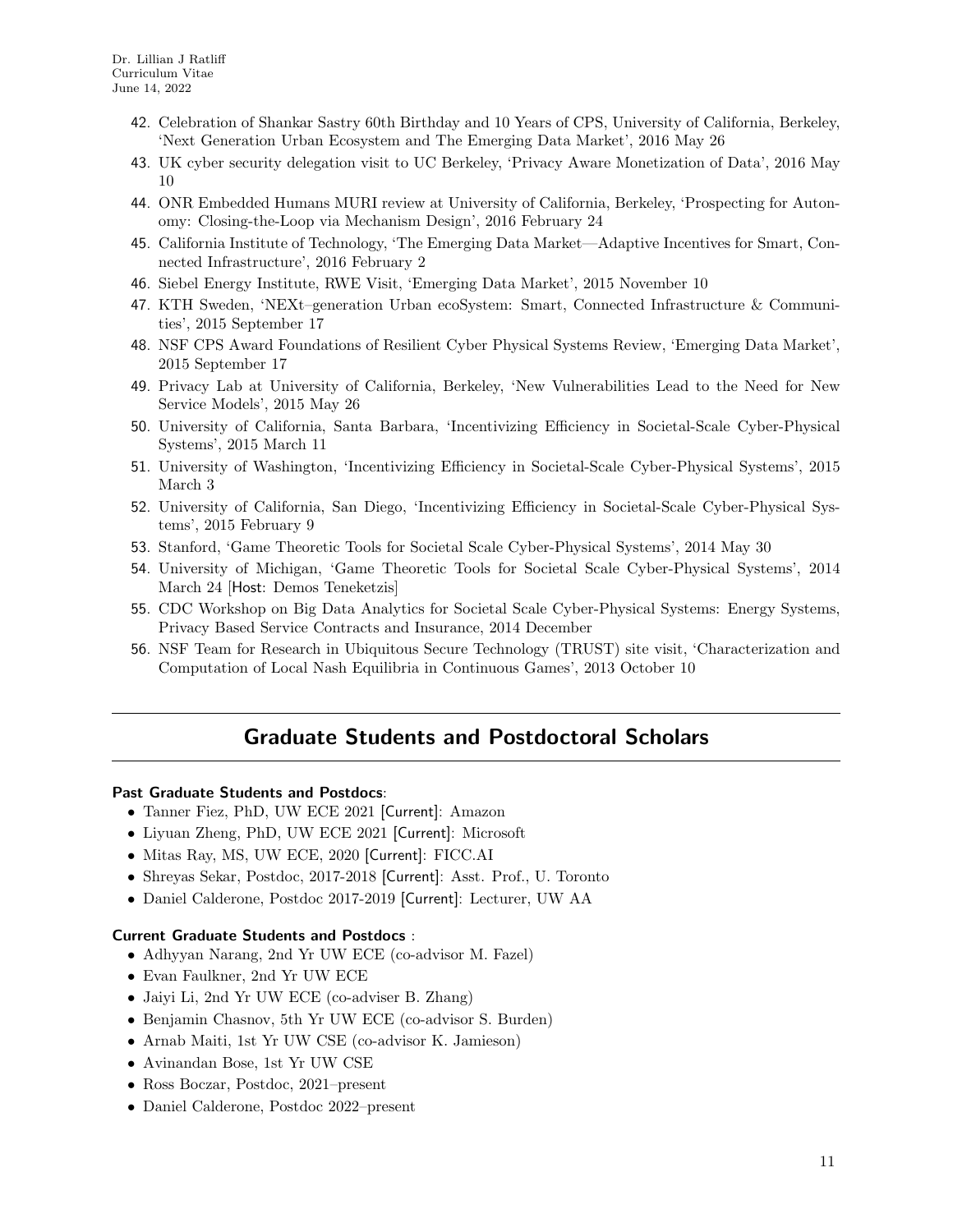42. Celebration of Shankar Sastry 60th Birthday and 10 Years of CPS, University of California, Berkeley, 'Next Generation Urban Ecosystem and The Emerging Data Market', 2016 May 26
43. UK cyber security delegation visit to UC Berkeley, 'Privacy Aware Monetization of Data', 2016 May 10
44. ONR Embedded Humans MURI review at University of California, Berkeley, 'Prospecting for Autonomy: Closing-the-Loop via Mechanism Design', 2016 February 24
45. California Institute of Technology, 'The Emerging Data Market—Adaptive Incentives for Smart, Connected Infrastructure', 2016 February 2
46. Siebel Energy Institute, RWE Visit, 'Emerging Data Market', 2015 November 10
47. KTH Sweden, 'NEXt–generation Urban ecoSystem: Smart, Connected Infrastructure & Communities', 2015 September 17
48. NSF CPS Award Foundations of Resilient Cyber Physical Systems Review, 'Emerging Data Market', 2015 September 17
49. Privacy Lab at University of California, Berkeley, 'New Vulnerabilities Lead to the Need for New Service Models', 2015 May 26
50. University of California, Santa Barbara, 'Incentivizing Efficiency in Societal-Scale Cyber-Physical Systems', 2015 March 11
51. University of Washington, 'Incentivizing Efficiency in Societal-Scale Cyber-Physical Systems', 2015 March 3
52. University of California, San Diego, 'Incentivizing Efficiency in Societal-Scale Cyber-Physical Systems', 2015 February 9
53. Stanford, 'Game Theoretic Tools for Societal Scale Cyber-Physical Systems', 2014 May 30
54. University of Michigan, 'Game Theoretic Tools for Societal Scale Cyber-Physical Systems', 2014 March 24 [Host: Demos Teneketzis]
55. CDC Workshop on Big Data Analytics for Societal Scale Cyber-Physical Systems: Energy Systems, Privacy Based Service Contracts and Insurance, 2014 December
56. NSF Team for Research in Ubiquitous Secure Technology (TRUST) site visit, 'Characterization and Computation of Local Nash Equilibria in Continuous Games', 2013 October 10

## Graduate Students and Postdoctoral Scholars

**Past Graduate Students and Postdocs**:

- Tanner Fiez, PhD, UW ECE 2021 [Current]: Amazon
- Liyuan Zheng, PhD, UW ECE 2021 [Current]: Microsoft
- Mitas Ray, MS, UW ECE, 2020 [Current]: FICC.AI
- Shreyas Sekar, Postdoc, 2017-2018 [Current]: Asst. Prof., U. Toronto
- Daniel Calderone, Postdoc 2017-2019 [Current]: Lecturer, UW AA

**Current Graduate Students and Postdocs** :

- Adhyyan Narang, 2nd Yr UW ECE (co-advisor M. Fazel)
- Evan Faulkner, 2nd Yr UW ECE
- Jaiyi Li, 2nd Yr UW ECE (co-adviser B. Zhang)
- Benjamin Chasnov, 5th Yr UW ECE (co-advisor S. Burden)
- Arnab Maiti, 1st Yr UW CSE (co-advisor K. Jamieson)
- Avinandan Bose, 1st Yr UW CSE
- Ross Boczar, Postdoc, 2021–present
- Daniel Calderone, Postdoc 2022–present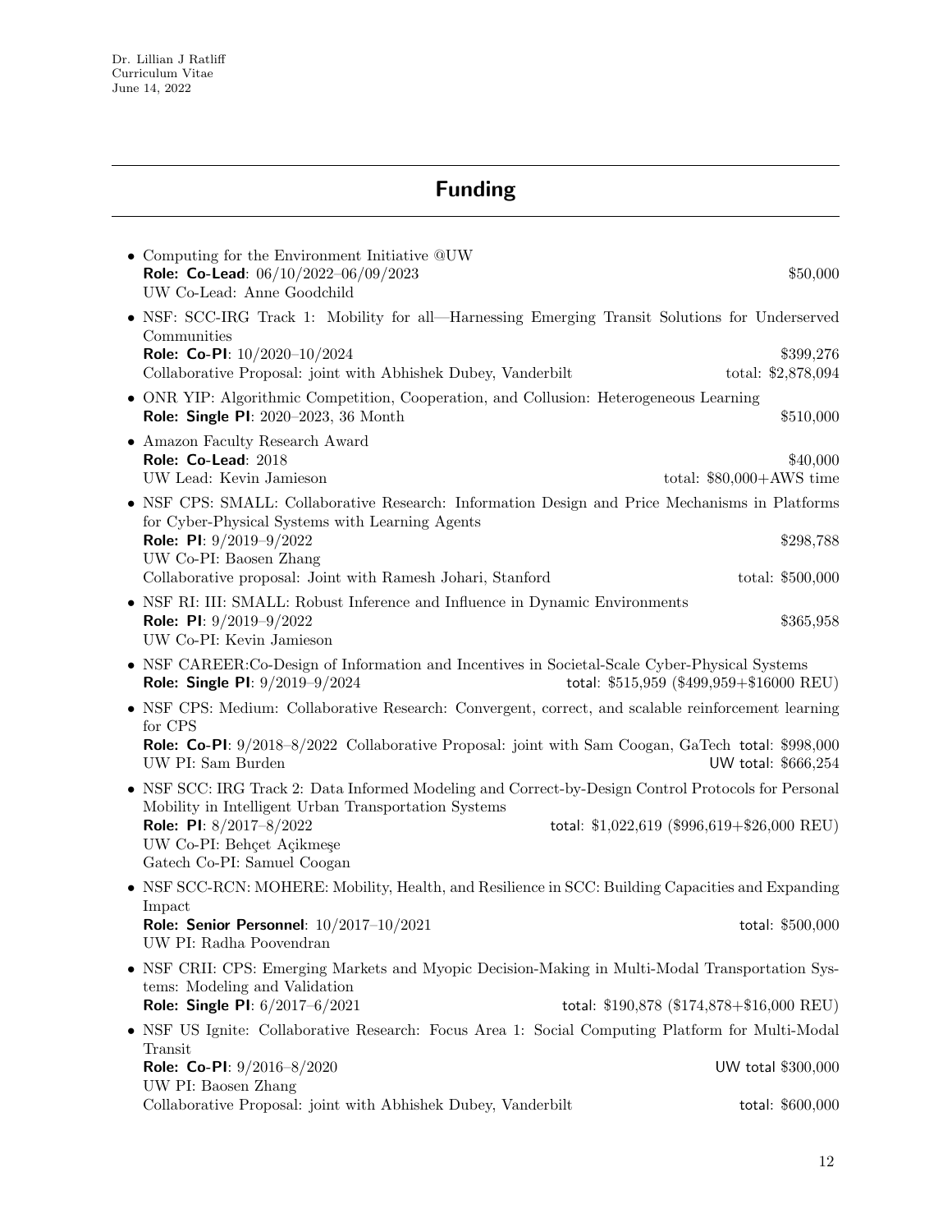# Funding

- Computing for the Environment Initiative @UW
  **Role: Co-Lead**: 06/10/2022–06/09/2023 — $50,000
  UW Co-Lead: Anne Goodchild
- NSF: SCC-IRG Track 1: Mobility for all—Harnessing Emerging Transit Solutions for Underserved Communities
  **Role: Co-PI**: 10/2020–10/2024 — $399,276
  Collaborative Proposal: joint with Abhishek Dubey, Vanderbilt — total: $2,878,094
- ONR YIP: Algorithmic Competition, Cooperation, and Collusion: Heterogeneous Learning
  **Role: Single PI**: 2020–2023, 36 Month — $510,000
- Amazon Faculty Research Award
  **Role: Co-Lead**: 2018 — $40,000
  UW Lead: Kevin Jamieson — total: $80,000+AWS time
- NSF CPS: SMALL: Collaborative Research: Information Design and Price Mechanisms in Platforms for Cyber-Physical Systems with Learning Agents
  **Role: PI**: 9/2019–9/2022 — $298,788
  UW Co-PI: Baosen Zhang
  Collaborative proposal: Joint with Ramesh Johari, Stanford — total: $500,000
- NSF RI: III: SMALL: Robust Inference and Influence in Dynamic Environments
  **Role: PI**: 9/2019–9/2022 — $365,958
  UW Co-PI: Kevin Jamieson
- NSF CAREER:Co-Design of Information and Incentives in Societal-Scale Cyber-Physical Systems
  **Role: Single PI**: 9/2019–9/2024 — total: $515,959 ($499,959+$16000 REU)
- NSF CPS: Medium: Collaborative Research: Convergent, correct, and scalable reinforcement learning for CPS
  **Role: Co-PI**: 9/2018–8/2022 Collaborative Proposal: joint with Sam Coogan, GaTech — total: $998,000
  UW PI: Sam Burden — UW total: $666,254
- NSF SCC: IRG Track 2: Data Informed Modeling and Correct-by-Design Control Protocols for Personal Mobility in Intelligent Urban Transportation Systems
  **Role: PI**: 8/2017–8/2022 — total: $1,022,619 ($996,619+$26,000 REU)
  UW Co-PI: Behçet Açikmeşe
  Gatech Co-PI: Samuel Coogan
- NSF SCC-RCN: MOHERE: Mobility, Health, and Resilience in SCC: Building Capacities and Expanding Impact
  **Role: Senior Personnel**: 10/2017–10/2021 — total: $500,000
  UW PI: Radha Poovendran
- NSF CRII: CPS: Emerging Markets and Myopic Decision-Making in Multi-Modal Transportation Systems: Modeling and Validation
  **Role: Single PI**: 6/2017–6/2021 — total: $190,878 ($174,878+$16,000 REU)
- NSF US Ignite: Collaborative Research: Focus Area 1: Social Computing Platform for Multi-Modal Transit
  **Role: Co-PI**: 9/2016–8/2020 — UW total $300,000
  UW PI: Baosen Zhang
  Collaborative Proposal: joint with Abhishek Dubey, Vanderbilt — total: $600,000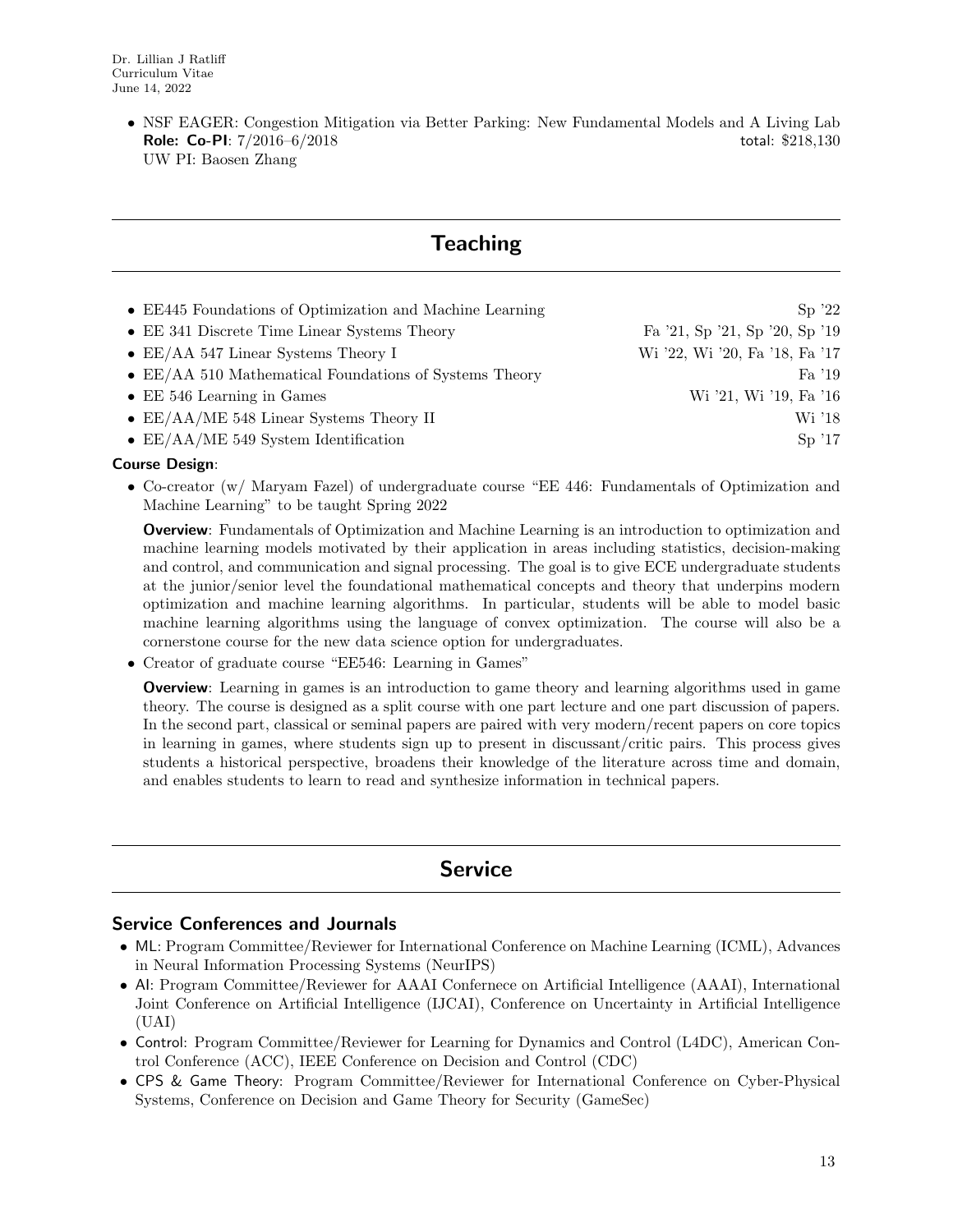- NSF EAGER: Congestion Mitigation via Better Parking: New Fundamental Models and A Living Lab
  **Role: Co-PI**: 7/2016–6/2018 total: $218,130
  UW PI: Baosen Zhang

## Teaching

- EE445 Foundations of Optimization and Machine Learning — Sp '22
- EE 341 Discrete Time Linear Systems Theory — Fa '21, Sp '21, Sp '20, Sp '19
- EE/AA 547 Linear Systems Theory I — Wi '22, Wi '20, Fa '18, Fa '17
- EE/AA 510 Mathematical Foundations of Systems Theory — Fa '19
- EE 546 Learning in Games — Wi '21, Wi '19, Fa '16
- EE/AA/ME 548 Linear Systems Theory II — Wi '18
- EE/AA/ME 549 System Identification — Sp '17

**Course Design**:

- Co-creator (w/ Maryam Fazel) of undergraduate course "EE 446: Fundamentals of Optimization and Machine Learning" to be taught Spring 2022

  **Overview**: Fundamentals of Optimization and Machine Learning is an introduction to optimization and machine learning models motivated by their application in areas including statistics, decision-making and control, and communication and signal processing. The goal is to give ECE undergraduate students at the junior/senior level the foundational mathematical concepts and theory that underpins modern optimization and machine learning algorithms. In particular, students will be able to model basic machine learning algorithms using the language of convex optimization. The course will also be a cornerstone course for the new data science option for undergraduates.

- Creator of graduate course "EE546: Learning in Games"

  **Overview**: Learning in games is an introduction to game theory and learning algorithms used in game theory. The course is designed as a split course with one part lecture and one part discussion of papers. In the second part, classical or seminal papers are paired with very modern/recent papers on core topics in learning in games, where students sign up to present in discussant/critic pairs. This process gives students a historical perspective, broadens their knowledge of the literature across time and domain, and enables students to learn to read and synthesize information in technical papers.

## Service

### Service Conferences and Journals

- ML: Program Committee/Reviewer for International Conference on Machine Learning (ICML), Advances in Neural Information Processing Systems (NeurIPS)
- AI: Program Committee/Reviewer for AAAI Confernece on Artificial Intelligence (AAAI), International Joint Conference on Artificial Intelligence (IJCAI), Conference on Uncertainty in Artificial Intelligence (UAI)
- Control: Program Committee/Reviewer for Learning for Dynamics and Control (L4DC), American Control Conference (ACC), IEEE Conference on Decision and Control (CDC)
- CPS & Game Theory: Program Committee/Reviewer for International Conference on Cyber-Physical Systems, Conference on Decision and Game Theory for Security (GameSec)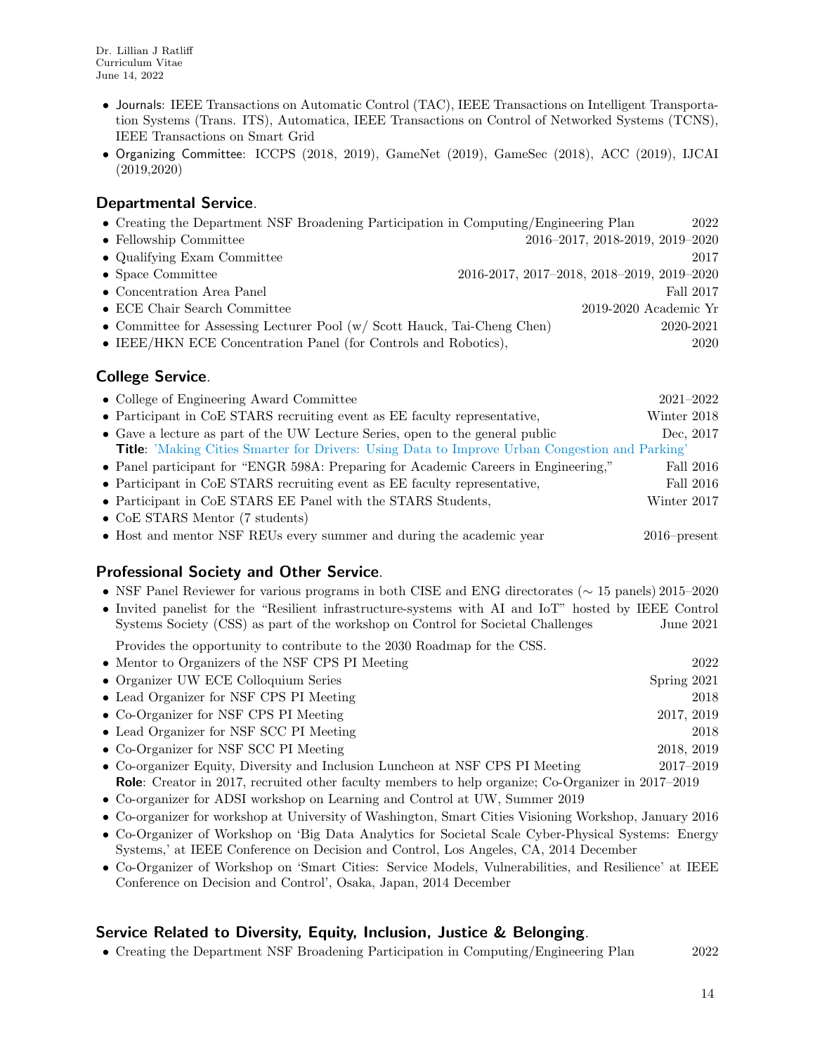- Journals: IEEE Transactions on Automatic Control (TAC), IEEE Transactions on Intelligent Transportation Systems (Trans. ITS), Automatica, IEEE Transactions on Control of Networked Systems (TCNS), IEEE Transactions on Smart Grid
- Organizing Committee: ICCPS (2018, 2019), GameNet (2019), GameSec (2018), ACC (2019), IJCAI (2019,2020)

## Departmental Service.

- Creating the Department NSF Broadening Participation in Computing/Engineering Plan 2022
- Fellowship Committee 2016–2017, 2018-2019, 2019–2020
- Qualifying Exam Committee 2017
- Space Committee 2016-2017, 2017–2018, 2018–2019, 2019–2020
- Concentration Area Panel Fall 2017
- ECE Chair Search Committee 2019-2020 Academic Yr
- Committee for Assessing Lecturer Pool (w/ Scott Hauck, Tai-Cheng Chen) 2020-2021
- IEEE/HKN ECE Concentration Panel (for Controls and Robotics), 2020

## College Service.

- College of Engineering Award Committee 2021–2022
- Participant in CoE STARS recruiting event as EE faculty representative, Winter 2018
- Gave a lecture as part of the UW Lecture Series, open to the general public Dec, 2017
  **Title**: 'Making Cities Smarter for Drivers: Using Data to Improve Urban Congestion and Parking'
- Panel participant for "ENGR 598A: Preparing for Academic Careers in Engineering," Fall 2016
- Participant in CoE STARS recruiting event as EE faculty representative, Fall 2016
- Participant in CoE STARS EE Panel with the STARS Students, Winter 2017
- CoE STARS Mentor (7 students)
- Host and mentor NSF REUs every summer and during the academic year 2016–present

## Professional Society and Other Service.

- NSF Panel Reviewer for various programs in both CISE and ENG directorates ($\sim$ 15 panels) 2015–2020
- Invited panelist for the "Resilient infrastructure-systems with AI and IoT" hosted by IEEE Control Systems Society (CSS) as part of the workshop on Control for Societal Challenges June 2021

  Provides the opportunity to contribute to the 2030 Roadmap for the CSS.
- Mentor to Organizers of the NSF CPS PI Meeting 2022
- Organizer UW ECE Colloquium Series Spring 2021
- Lead Organizer for NSF CPS PI Meeting 2018
- Co-Organizer for NSF CPS PI Meeting 2017, 2019
- Lead Organizer for NSF SCC PI Meeting 2018
- Co-Organizer for NSF SCC PI Meeting 2018, 2019
- Co-organizer Equity, Diversity and Inclusion Luncheon at NSF CPS PI Meeting 2017–2019
  **Role**: Creator in 2017, recruited other faculty members to help organize; Co-Organizer in 2017–2019
- Co-organizer for ADSI workshop on Learning and Control at UW, Summer 2019
- Co-organizer for workshop at University of Washington, Smart Cities Visioning Workshop, January 2016
- Co-Organizer of Workshop on 'Big Data Analytics for Societal Scale Cyber-Physical Systems: Energy Systems,' at IEEE Conference on Decision and Control, Los Angeles, CA, 2014 December
- Co-Organizer of Workshop on 'Smart Cities: Service Models, Vulnerabilities, and Resilience' at IEEE Conference on Decision and Control', Osaka, Japan, 2014 December

## Service Related to Diversity, Equity, Inclusion, Justice & Belonging.

- Creating the Department NSF Broadening Participation in Computing/Engineering Plan 2022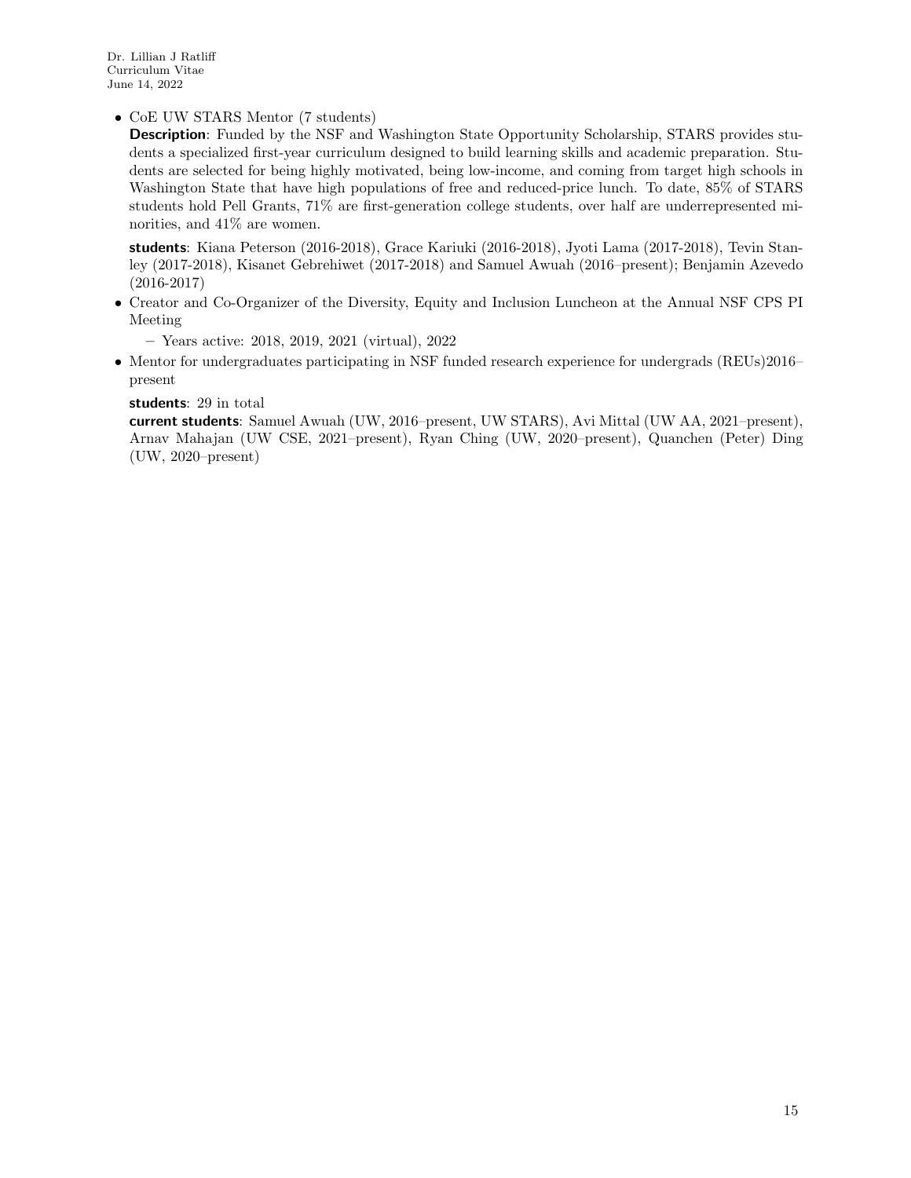- CoE UW STARS Mentor (7 students)
  **Description**: Funded by the NSF and Washington State Opportunity Scholarship, STARS provides students a specialized first-year curriculum designed to build learning skills and academic preparation. Students are selected for being highly motivated, being low-income, and coming from target high schools in Washington State that have high populations of free and reduced-price lunch. To date, 85% of STARS students hold Pell Grants, 71% are first-generation college students, over half are underrepresented minorities, and 41% are women.

  **students**: Kiana Peterson (2016-2018), Grace Kariuki (2016-2018), Jyoti Lama (2017-2018), Tevin Stanley (2017-2018), Kisanet Gebrehiwet (2017-2018) and Samuel Awuah (2016–present); Benjamin Azevedo (2016-2017)
- Creator and Co-Organizer of the Diversity, Equity and Inclusion Luncheon at the Annual NSF CPS PI Meeting
  - Years active: 2018, 2019, 2021 (virtual), 2022
- Mentor for undergraduates participating in NSF funded research experience for undergrads (REUs)2016–present

  **students**: 29 in total
  **current students**: Samuel Awuah (UW, 2016–present, UW STARS), Avi Mittal (UW AA, 2021–present), Arnav Mahajan (UW CSE, 2021–present), Ryan Ching (UW, 2020–present), Quanchen (Peter) Ding (UW, 2020–present)